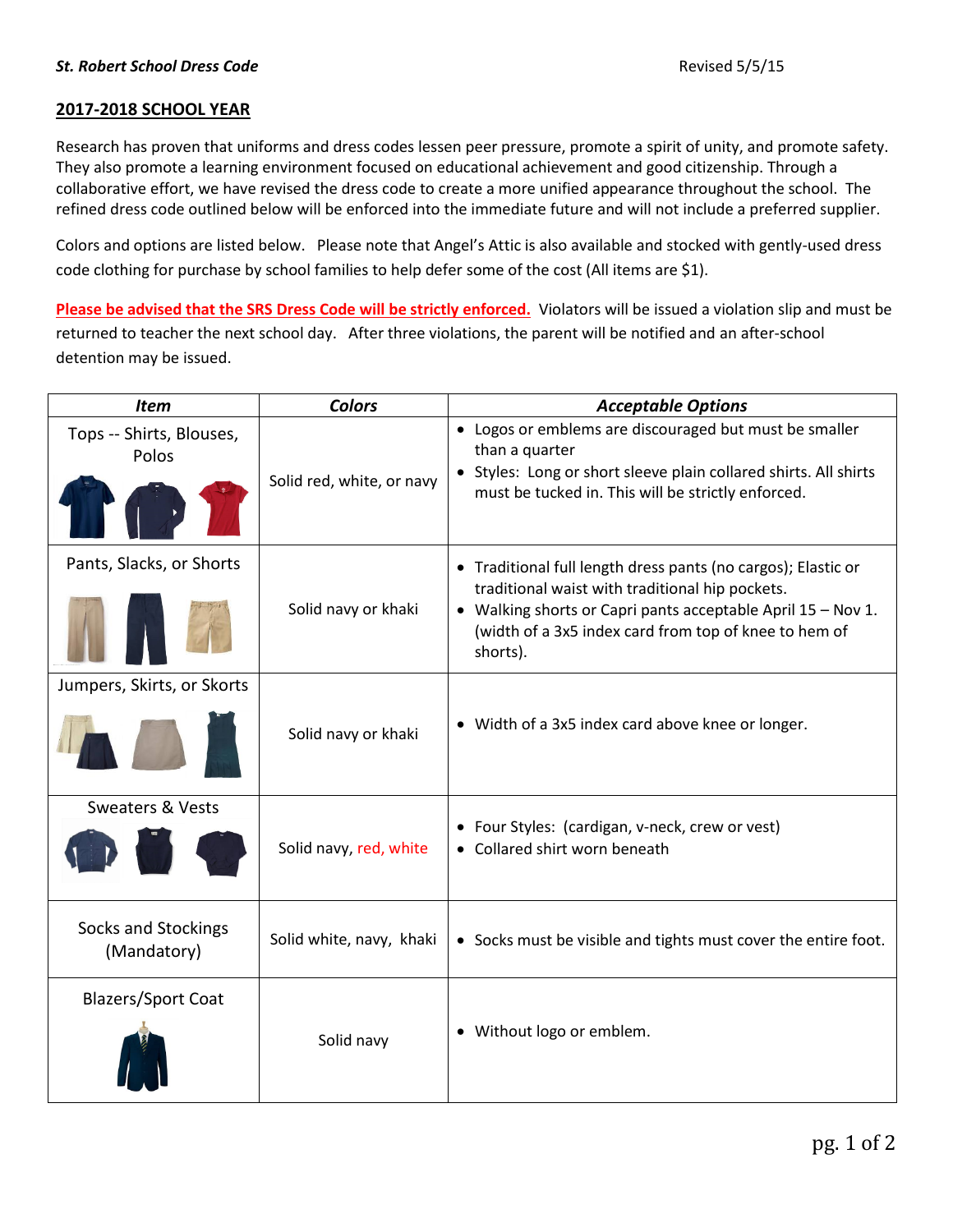***St. Robert School Dress Code*** Revised 5/5/15

## 2017-2018 SCHOOL YEAR

Research has proven that uniforms and dress codes lessen peer pressure, promote a spirit of unity, and promote safety. They also promote a learning environment focused on educational achievement and good citizenship. Through a collaborative effort, we have revised the dress code to create a more unified appearance throughout the school. The refined dress code outlined below will be enforced into the immediate future and will not include a preferred supplier.

Colors and options are listed below. Please note that Angel's Attic is also available and stocked with gently-used dress code clothing for purchase by school families to help defer some of the cost (All items are $1).

**Please be advised that the SRS Dress Code will be strictly enforced.** Violators will be issued a violation slip and must be returned to teacher the next school day. After three violations, the parent will be notified and an after-school detention may be issued.

| *Item* | *Colors* | *Acceptable Options* |
| --- | --- | --- |
| Tops -- Shirts, Blouses, Polos | Solid red, white, or navy | • Logos or emblems are discouraged but must be smaller than a quarter<br>• Styles: Long or short sleeve plain collared shirts. All shirts must be tucked in. This will be strictly enforced. |
| Pants, Slacks, or Shorts | Solid navy or khaki | • Traditional full length dress pants (no cargos); Elastic or traditional waist with traditional hip pockets.<br>• Walking shorts or Capri pants acceptable April 15 – Nov 1. (width of a 3x5 index card from top of knee to hem of shorts). |
| Jumpers, Skirts, or Skorts | Solid navy or khaki | • Width of a 3x5 index card above knee or longer. |
| Sweaters & Vests | Solid navy, red, white | • Four Styles: (cardigan, v-neck, crew or vest)<br>• Collared shirt worn beneath |
| Socks and Stockings (Mandatory) | Solid white, navy, khaki | • Socks must be visible and tights must cover the entire foot. |
| Blazers/Sport Coat | Solid navy | • Without logo or emblem. |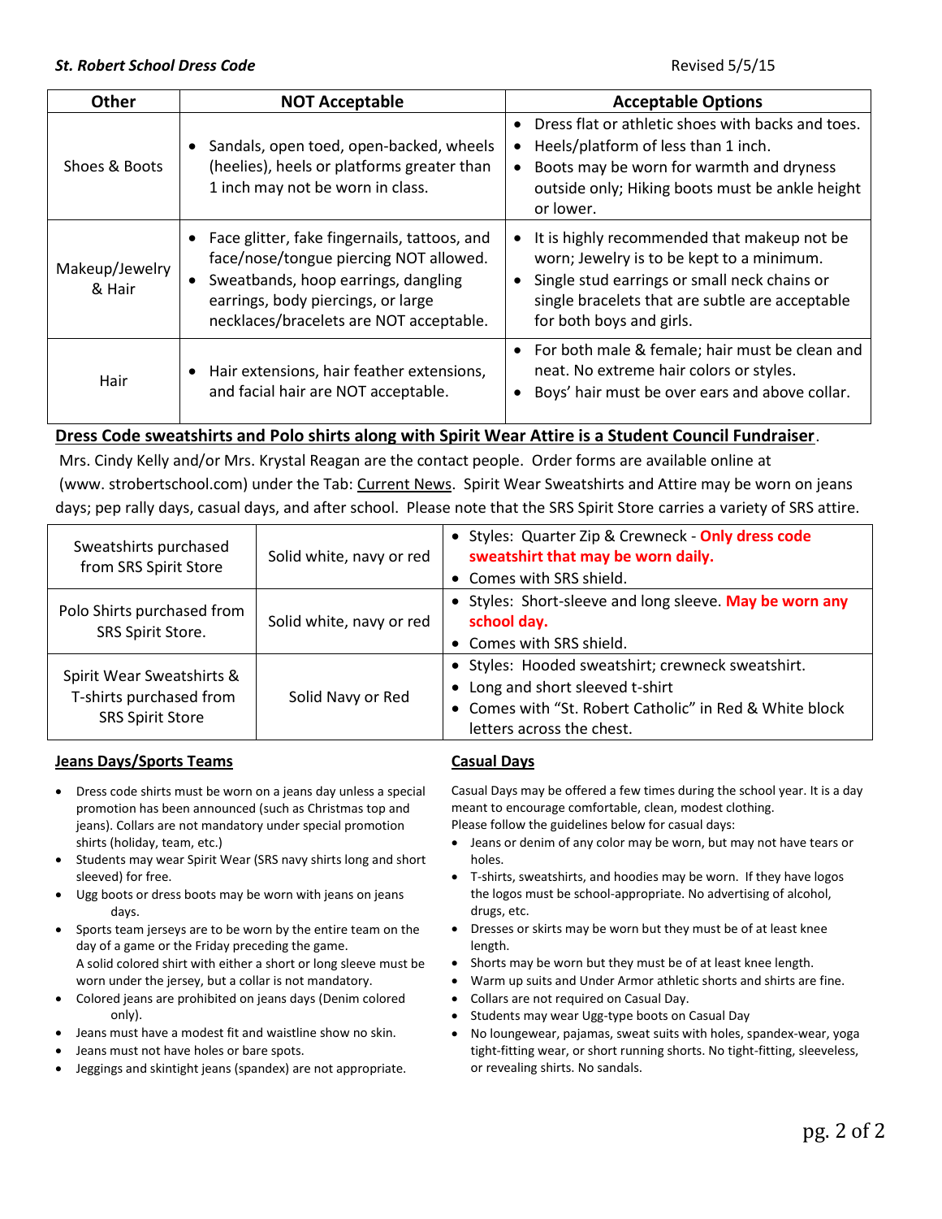***St. Robert School Dress Code*** Revised 5/5/15

| Other | NOT Acceptable | Acceptable Options |
|---|---|---|
| Shoes & Boots | • Sandals, open toed, open-backed, wheels (heelies), heels or platforms greater than 1 inch may not be worn in class. | • Dress flat or athletic shoes with backs and toes.<br>• Heels/platform of less than 1 inch.<br>• Boots may be worn for warmth and dryness outside only; Hiking boots must be ankle height or lower. |
| Makeup/Jewelry & Hair | • Face glitter, fake fingernails, tattoos, and face/nose/tongue piercing NOT allowed.<br>• Sweatbands, hoop earrings, dangling earrings, body piercings, or large necklaces/bracelets are NOT acceptable. | • It is highly recommended that makeup not be worn; Jewelry is to be kept to a minimum.<br>• Single stud earrings or small neck chains or single bracelets that are subtle are acceptable for both boys and girls. |
| Hair | • Hair extensions, hair feather extensions, and facial hair are NOT acceptable. | • For both male & female; hair must be clean and neat. No extreme hair colors or styles.<br>• Boys' hair must be over ears and above collar. |

**Dress Code sweatshirts and Polo shirts along with Spirit Wear Attire is a Student Council Fundraiser**.

Mrs. Cindy Kelly and/or Mrs. Krystal Reagan are the contact people. Order forms are available online at (www. strobertschool.com) under the Tab: Current News. Spirit Wear Sweatshirts and Attire may be worn on jeans days; pep rally days, casual days, and after school. Please note that the SRS Spirit Store carries a variety of SRS attire.

| | | |
|---|---|---|
| Sweatshirts purchased from SRS Spirit Store | Solid white, navy or red | • Styles: Quarter Zip & Crewneck - **Only dress code sweatshirt that may be worn daily.**<br>• Comes with SRS shield. |
| Polo Shirts purchased from SRS Spirit Store. | Solid white, navy or red | • Styles: Short-sleeve and long sleeve. **May be worn any school day.**<br>• Comes with SRS shield. |
| Spirit Wear Sweatshirts & T-shirts purchased from SRS Spirit Store | Solid Navy or Red | • Styles: Hooded sweatshirt; crewneck sweatshirt.<br>• Long and short sleeved t-shirt<br>• Comes with "St. Robert Catholic" in Red & White block letters across the chest. |

## Jeans Days/Sports Teams

- Dress code shirts must be worn on a jeans day unless a special promotion has been announced (such as Christmas top and jeans). Collars are not mandatory under special promotion shirts (holiday, team, etc.)
- Students may wear Spirit Wear (SRS navy shirts long and short sleeved) for free.
- Ugg boots or dress boots may be worn with jeans on jeans days.
- Sports team jerseys are to be worn by the entire team on the day of a game or the Friday preceding the game. A solid colored shirt with either a short or long sleeve must be worn under the jersey, but a collar is not mandatory.
- Colored jeans are prohibited on jeans days (Denim colored only).
- Jeans must have a modest fit and waistline show no skin.
- Jeans must not have holes or bare spots.
- Jeggings and skintight jeans (spandex) are not appropriate.

## Casual Days

Casual Days may be offered a few times during the school year. It is a day meant to encourage comfortable, clean, modest clothing.
Please follow the guidelines below for casual days:

- Jeans or denim of any color may be worn, but may not have tears or holes.
- T-shirts, sweatshirts, and hoodies may be worn. If they have logos the logos must be school-appropriate. No advertising of alcohol, drugs, etc.
- Dresses or skirts may be worn but they must be of at least knee length.
- Shorts may be worn but they must be of at least knee length.
- Warm up suits and Under Armor athletic shorts and shirts are fine.
- Collars are not required on Casual Day.
- Students may wear Ugg-type boots on Casual Day
- No loungewear, pajamas, sweat suits with holes, spandex-wear, yoga tight-fitting wear, or short running shorts. No tight-fitting, sleeveless, or revealing shirts. No sandals.